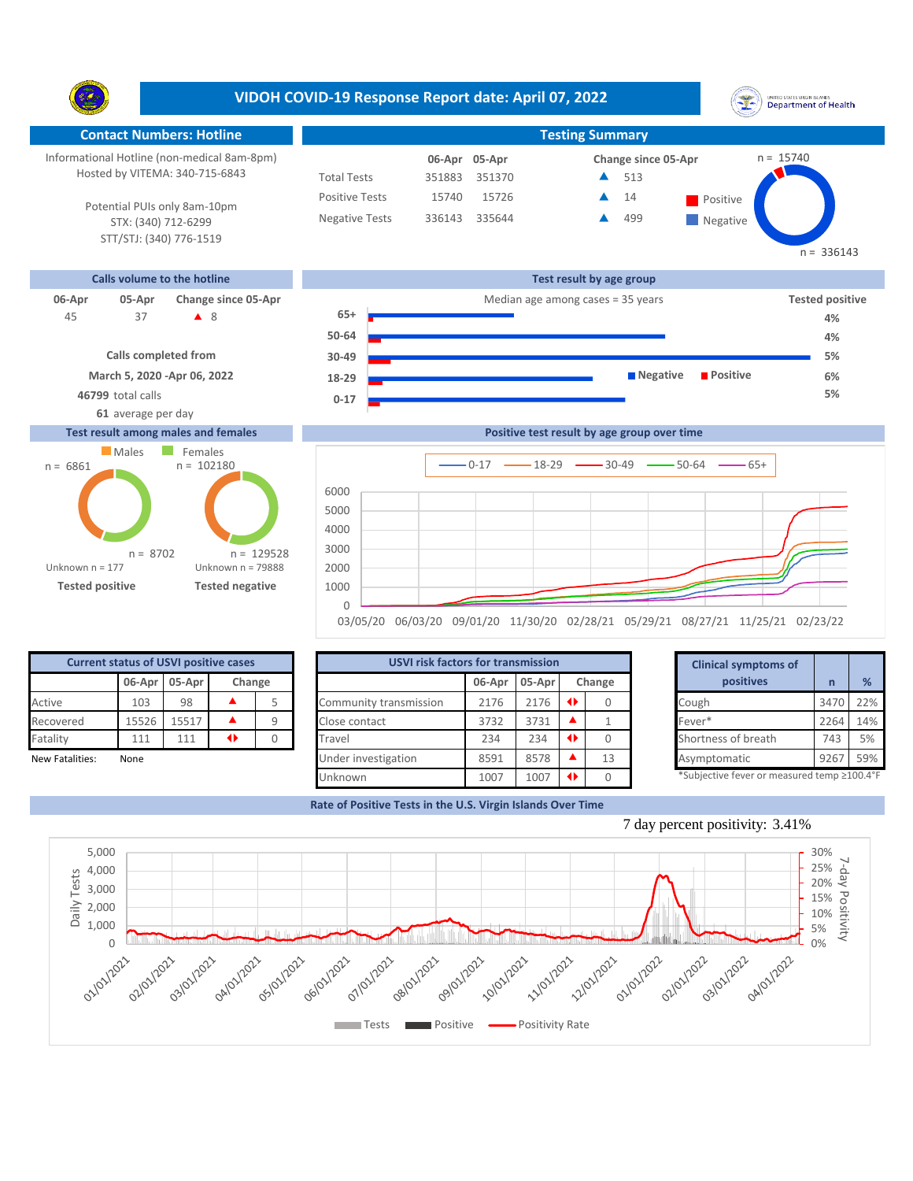# VIDOH COVID-19 Response Report date: April 07, 2022

## Contact Numbers: Hotline

Informational Hotline (non-medical 8am-8pm)
Hosted by VITEMA: 340-715-6843

Potential PUIs only 8am-10pm
STX: (340) 712-6299
STT/STJ: (340) 776-1519

## Testing Summary

| | 06-Apr | 05-Apr | Change since 05-Apr |
|---|---|---|---|
| Total Tests | 351883 | 351370 | ▲ 513 |
| Positive Tests | 15740 | 15726 | ▲ 14 |
| Negative Tests | 336143 | 335644 | ▲ 499 |

Positive n = 15740
Negative n = 336143

## Calls volume to the hotline

| 06-Apr | 05-Apr | Change since 05-Apr |
|---|---|---|
| 45 | 37 | ▲ 8 |

**Calls completed from**
**March 5, 2020 -Apr 06, 2022**
**46799** total calls
**61** average per day

## Test result by age group

Median age among cases = 35 years

| Age group | Tested positive |
|---|---|
| 65+ | 4% |
| 50-64 | 4% |
| 30-49 | 5% |
| 18-29 | 6% |
| 0-17 | 5% |

## Test result among males and females

| | Males | Females |
|---|---|---|
| Tested positive | n = 6861 | n = 8702 |
| Tested negative | n = 102180 | n = 129528 |
| Unknown | n = 177 | n = 79888 |

## Positive test result by age group over time

(0-17, 18-29, 30-49, 50-64, 65+; 03/05/20 to 02/23/22)

## Current status of USVI positive cases

| | 06-Apr | 05-Apr | Change |
|---|---|---|---|
| Active | 103 | 98 | ▲ 5 |
| Recovered | 15526 | 15517 | ▲ 9 |
| Fatality | 111 | 111 | ◆ 0 |

New Fatalities: None

## USVI risk factors for transmission

| | 06-Apr | 05-Apr | Change |
|---|---|---|---|
| Community transmission | 2176 | 2176 | ◆ 0 |
| Close contact | 3732 | 3731 | ▲ 1 |
| Travel | 234 | 234 | ◆ 0 |
| Under investigation | 8591 | 8578 | ▲ 13 |
| Unknown | 1007 | 1007 | ◆ 0 |

## Clinical symptoms of positives

| | n | % |
|---|---|---|
| Cough | 3470 | 22% |
| Fever* | 2264 | 14% |
| Shortness of breath | 743 | 5% |
| Asymptomatic | 9267 | 59% |

*Subjective fever or measured temp ≥100.4°F

## Rate of Positive Tests in the U.S. Virgin Islands Over Time

7 day percent positivity: 3.41%

(Daily Tests, Positive, Positivity Rate; 01/01/2021 to 04/01/2022)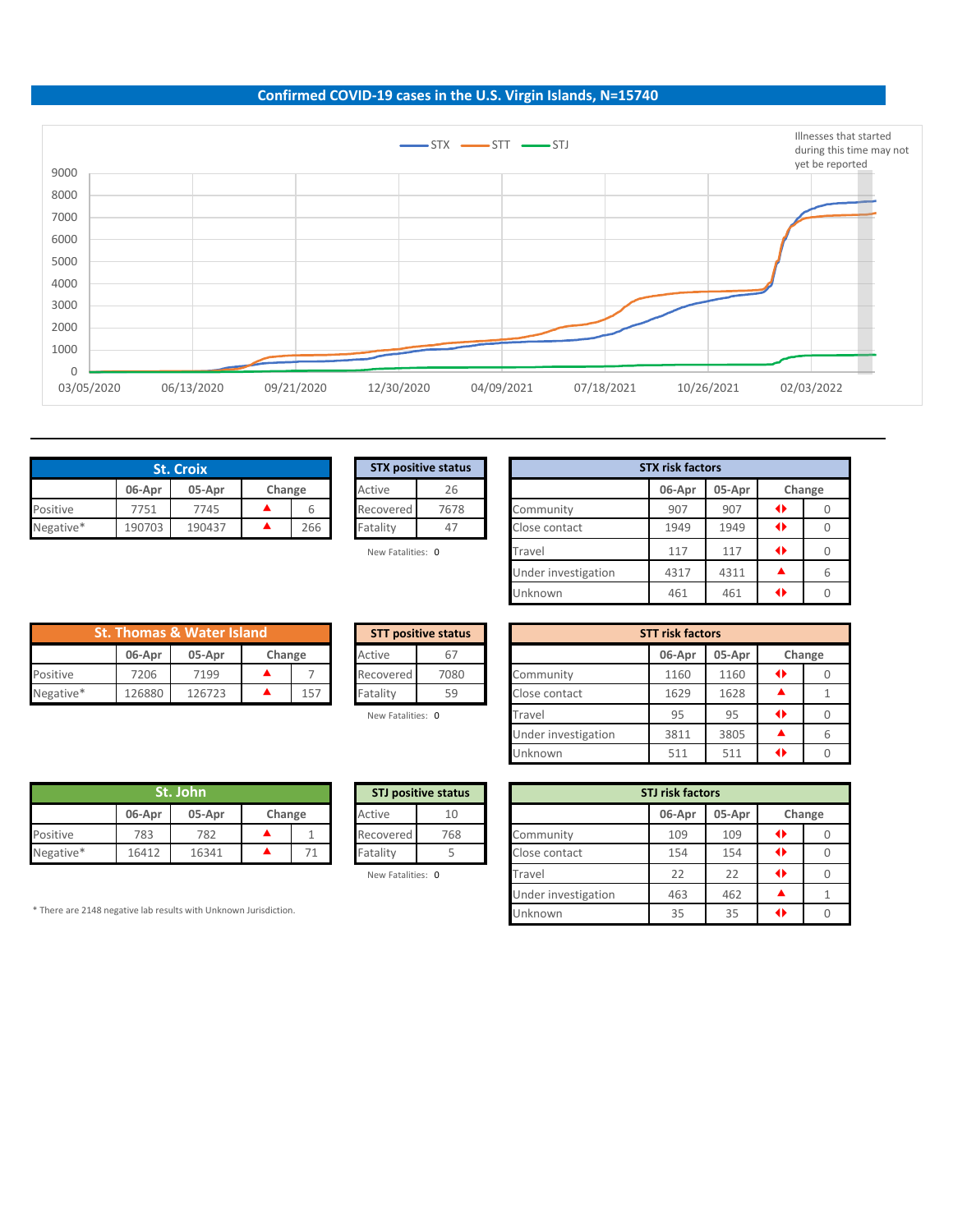## Confirmed COVID-19 cases in the U.S. Virgin Islands, N=15740

STX STT STJ

Illnesses that started during this time may not yet be reported

9000
8000
7000
6000
5000
4000
3000
2000
1000
0

03/05/2020 06/13/2020 09/21/2020 12/30/2020 04/09/2021 07/18/2021 10/26/2021 02/03/2022

| St. Croix | 06-Apr | 05-Apr | Change | |
|---|---|---|---|---|
| Positive | 7751 | 7745 | ▲ | 6 |
| Negative* | 190703 | 190437 | ▲ | 266 |

| STX positive status | |
|---|---|
| Active | 26 |
| Recovered | 7678 |
| Fatality | 47 |

New Fatalities: 0

| STX risk factors | 06-Apr | 05-Apr | Change | |
|---|---|---|---|---|
| Community | 907 | 907 | ◆ | 0 |
| Close contact | 1949 | 1949 | ◆ | 0 |
| Travel | 117 | 117 | ◆ | 0 |
| Under investigation | 4317 | 4311 | ▲ | 6 |
| Unknown | 461 | 461 | ◆ | 0 |

| St. Thomas & Water Island | 06-Apr | 05-Apr | Change | |
|---|---|---|---|---|
| Positive | 7206 | 7199 | ▲ | 7 |
| Negative* | 126880 | 126723 | ▲ | 157 |

| STT positive status | |
|---|---|
| Active | 67 |
| Recovered | 7080 |
| Fatality | 59 |

New Fatalities: 0

| STT risk factors | 06-Apr | 05-Apr | Change | |
|---|---|---|---|---|
| Community | 1160 | 1160 | ◆ | 0 |
| Close contact | 1629 | 1628 | ▲ | 1 |
| Travel | 95 | 95 | ◆ | 0 |
| Under investigation | 3811 | 3805 | ▲ | 6 |
| Unknown | 511 | 511 | ◆ | 0 |

| St. John | 06-Apr | 05-Apr | Change | |
|---|---|---|---|---|
| Positive | 783 | 782 | ▲ | 1 |
| Negative* | 16412 | 16341 | ▲ | 71 |

| STJ positive status | |
|---|---|
| Active | 10 |
| Recovered | 768 |
| Fatality | 5 |

New Fatalities: 0

| STJ risk factors | 06-Apr | 05-Apr | Change | |
|---|---|---|---|---|
| Community | 109 | 109 | ◆ | 0 |
| Close contact | 154 | 154 | ◆ | 0 |
| Travel | 22 | 22 | ◆ | 0 |
| Under investigation | 463 | 462 | ▲ | 1 |
| Unknown | 35 | 35 | ◆ | 0 |

* There are 2148 negative lab results with Unknown Jurisdiction.